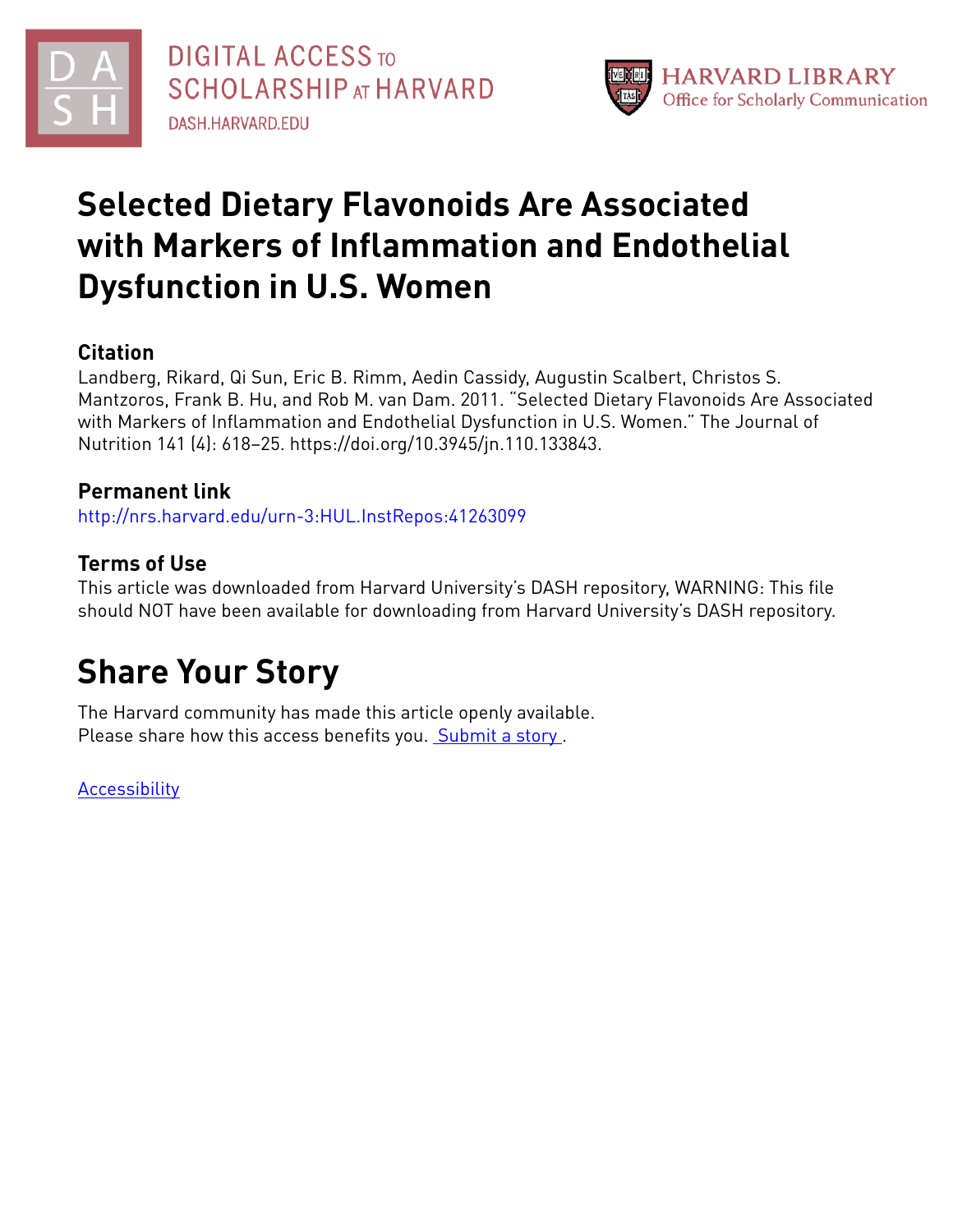DIGITAL ACCESS TO SCHOLARSHIP AT HARVARD
DASH.HARVARD.EDU

HARVARD LIBRARY
Office for Scholarly Communication

# Selected Dietary Flavonoids Are Associated with Markers of Inflammation and Endothelial Dysfunction in U.S. Women

## Citation

Landberg, Rikard, Qi Sun, Eric B. Rimm, Aedin Cassidy, Augustin Scalbert, Christos S. Mantzoros, Frank B. Hu, and Rob M. van Dam. 2011. "Selected Dietary Flavonoids Are Associated with Markers of Inflammation and Endothelial Dysfunction in U.S. Women." The Journal of Nutrition 141 (4): 618–25. https://doi.org/10.3945/jn.110.133843.

## Permanent link

http://nrs.harvard.edu/urn-3:HUL.InstRepos:41263099

## Terms of Use

This article was downloaded from Harvard University's DASH repository, WARNING: This file should NOT have been available for downloading from Harvard University's DASH repository.

# Share Your Story

The Harvard community has made this article openly available.
Please share how this access benefits you. Submit a story .

Accessibility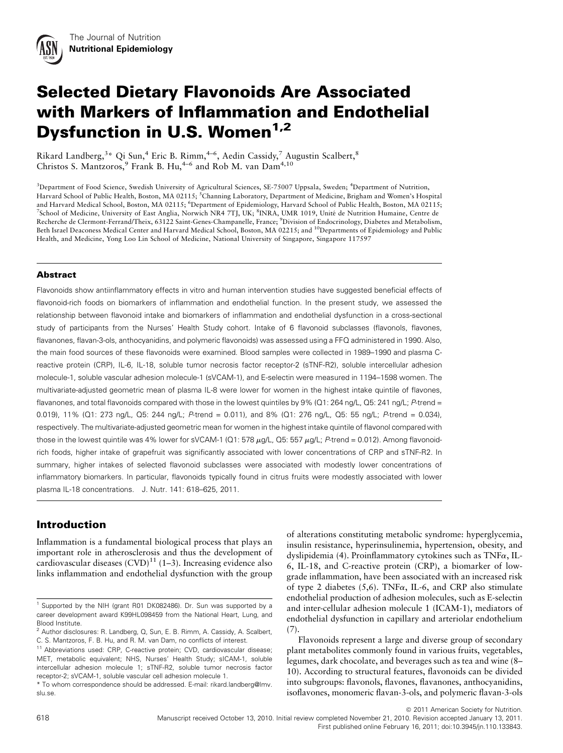The Journal of Nutrition
**Nutritional Epidemiology**

# Selected Dietary Flavonoids Are Associated with Markers of Inflammation and Endothelial Dysfunction in U.S. Women[1,2]

Rikard Landberg,[3]* Qi Sun,[4] Eric B. Rimm,[4–6] Aedin Cassidy,[7] Augustin Scalbert,[8] Christos S. Mantzoros,[9] Frank B. Hu,[4–6] and Rob M. van Dam[4,10]

[3]Department of Food Science, Swedish University of Agricultural Sciences, SE-75007 Uppsala, Sweden; [4]Department of Nutrition, Harvard School of Public Health, Boston, MA 02115; [5]Channing Laboratory, Department of Medicine, Brigham and Women's Hospital and Harvard Medical School, Boston, MA 02115; [6]Department of Epidemiology, Harvard School of Public Health, Boston, MA 02115; [7]School of Medicine, University of East Anglia, Norwich NR4 7TJ, UK; [8]INRA, UMR 1019, Unité de Nutrition Humaine, Centre de Recherche de Clermont-Ferrand/Theix, 63122 Saint-Genes-Champanelle, France; [9]Division of Endocrinology, Diabetes and Metabolism, Beth Israel Deaconess Medical Center and Harvard Medical School, Boston, MA 02215; and [10]Departments of Epidemiology and Public Health, and Medicine, Yong Loo Lin School of Medicine, National University of Singapore, Singapore 117597

## Abstract

Flavonoids show antiinflammatory effects in vitro and human intervention studies have suggested beneficial effects of flavonoid-rich foods on biomarkers of inflammation and endothelial function. In the present study, we assessed the relationship between flavonoid intake and biomarkers of inflammation and endothelial dysfunction in a cross-sectional study of participants from the Nurses' Health Study cohort. Intake of 6 flavonoid subclasses (flavonols, flavones, flavanones, flavan-3-ols, anthocyanidins, and polymeric flavonoids) was assessed using a FFQ administered in 1990. Also, the main food sources of these flavonoids were examined. Blood samples were collected in 1989–1990 and plasma C-reactive protein (CRP), IL-6, IL-18, soluble tumor necrosis factor receptor-2 (sTNF-R2), soluble intercellular adhesion molecule-1, soluble vascular adhesion molecule-1 (sVCAM-1), and E-selectin were measured in 1194–1598 women. The multivariate-adjusted geometric mean of plasma IL-8 were lower for women in the highest intake quintile of flavones, flavanones, and total flavonoids compared with those in the lowest quintiles by 9% (Q1: 264 ng/L, Q5: 241 ng/L; *P*-trend = 0.019), 11% (Q1: 273 ng/L, Q5: 244 ng/L; *P*-trend = 0.011), and 8% (Q1: 276 ng/L, Q5: 55 ng/L; *P*-trend = 0.034), respectively. The multivariate-adjusted geometric mean for women in the highest intake quintile of flavonol compared with those in the lowest quintile was 4% lower for sVCAM-1 (Q1: 578 μg/L, Q5: 557 μg/L; *P*-trend = 0.012). Among flavonoid-rich foods, higher intake of grapefruit was significantly associated with lower concentrations of CRP and sTNF-R2. In summary, higher intakes of selected flavonoid subclasses were associated with modestly lower concentrations of inflammatory biomarkers. In particular, flavonoids typically found in citrus fruits were modestly associated with lower plasma IL-18 concentrations. J. Nutr. 141: 618–625, 2011.

## Introduction

Inflammation is a fundamental biological process that plays an important role in atherosclerosis and thus the development of cardiovascular diseases (CVD)[11] (1–3). Increasing evidence also links inflammation and endothelial dysfunction with the group of alterations constituting metabolic syndrome: hyperglycemia, insulin resistance, hyperinsulinemia, hypertension, obesity, and dyslipidemia (4). Proinflammatory cytokines such as TNFα, IL-6, IL-18, and C-reactive protein (CRP), a biomarker of low-grade inflammation, have been associated with an increased risk of type 2 diabetes (5,6). TNFα, IL-6, and CRP also stimulate endothelial production of adhesion molecules, such as E-selectin and inter-cellular adhesion molecule 1 (ICAM-1), mediators of endothelial dysfunction in capillary and arteriolar endothelium (7).

Flavonoids represent a large and diverse group of secondary plant metabolites commonly found in various fruits, vegetables, legumes, dark chocolate, and beverages such as tea and wine (8–10). According to structural features, flavonoids can be divided into subgroups: flavonols, flavones, flavanones, anthocyanidins, isoflavones, monomeric flavan-3-ols, and polymeric flavan-3-ols

[1] Supported by the NIH (grant R01 DK082486). Dr. Sun was supported by a career development award K99HL098459 from the National Heart, Lung, and Blood Institute.

[2] Author disclosures: R. Landberg, Q, Sun, E. B. Rimm, A. Cassidy, A. Scalbert, C. S. Mantzoros, F. B. Hu, and R. M. van Dam, no conflicts of interest.

[11] Abbreviations used: CRP, C-reactive protein; CVD, cardiovascular disease; MET, metabolic equivalent; NHS, Nurses' Health Study; sICAM-1, soluble intercellular adhesion molecule 1; sTNF-R2, soluble tumor necrosis factor receptor-2; sVCAM-1, soluble vascular cell adhesion molecule 1.

* To whom correspondence should be addressed. E-mail: rikard.landberg@lmv.slu.se.

© 2011 American Society for Nutrition.
Manuscript received October 13, 2010. Initial review completed November 21, 2010. Revision accepted January 13, 2011.
First published online February 16, 2011; doi:10.3945/jn.110.133843.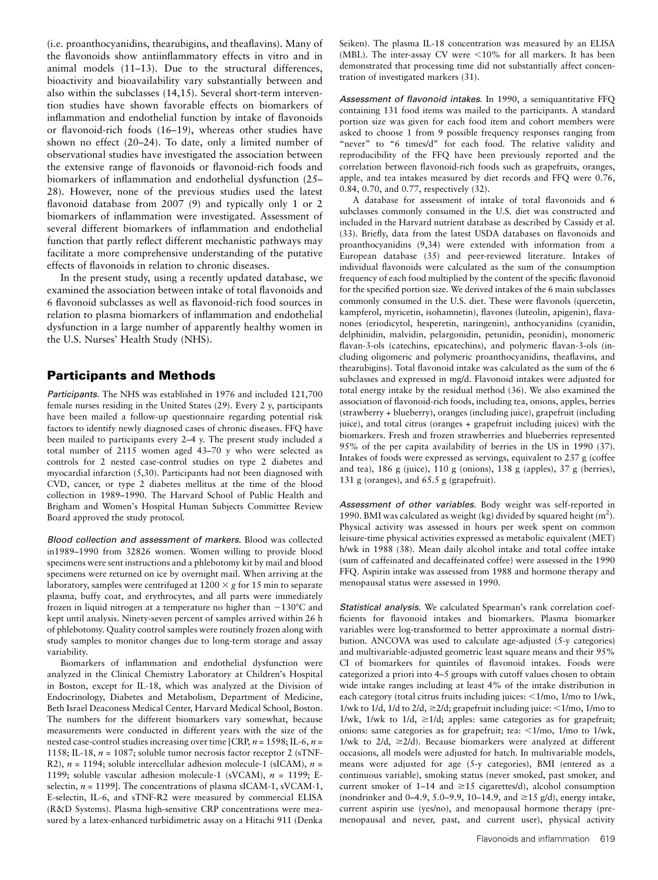(i.e. proanthocyanidins, thearubigins, and theaflavins). Many of the flavonoids show antiinflammatory effects in vitro and in animal models (11–13). Due to the structural differences, bioactivity and bioavailability vary substantially between and also within the subclasses (14,15). Several short-term intervention studies have shown favorable effects on biomarkers of inflammation and endothelial function by intake of flavonoids or flavonoid-rich foods (16–19), whereas other studies have shown no effect (20–24). To date, only a limited number of observational studies have investigated the association between the extensive range of flavonoids or flavonoid-rich foods and biomarkers of inflammation and endothelial dysfunction (25–28). However, none of the previous studies used the latest flavonoid database from 2007 (9) and typically only 1 or 2 biomarkers of inflammation were investigated. Assessment of several different biomarkers of inflammation and endothelial function that partly reflect different mechanistic pathways may facilitate a more comprehensive understanding of the putative effects of flavonoids in relation to chronic diseases.

In the present study, using a recently updated database, we examined the association between intake of total flavonoids and 6 flavonoid subclasses as well as flavonoid-rich food sources in relation to plasma biomarkers of inflammation and endothelial dysfunction in a large number of apparently healthy women in the U.S. Nurses' Health Study (NHS).

## Participants and Methods

*Participants.* The NHS was established in 1976 and included 121,700 female nurses residing in the United States (29). Every 2 y, participants have been mailed a follow-up questionnaire regarding potential risk factors to identify newly diagnosed cases of chronic diseases. FFQ have been mailed to participants every 2–4 y. The present study included a total number of 2115 women aged 43–70 y who were selected as controls for 2 nested case-control studies on type 2 diabetes and myocardial infarction (5,30). Participants had not been diagnosed with CVD, cancer, or type 2 diabetes mellitus at the time of the blood collection in 1989–1990. The Harvard School of Public Health and Brigham and Women's Hospital Human Subjects Committee Review Board approved the study protocol.

*Blood collection and assessment of markers.* Blood was collected in1989–1990 from 32826 women. Women willing to provide blood specimens were sent instructions and a phlebotomy kit by mail and blood specimens were returned on ice by overnight mail. When arriving at the laboratory, samples were centrifuged at $1200 \times g$ for 15 min to separate plasma, buffy coat, and erythrocytes, and all parts were immediately frozen in liquid nitrogen at a temperature no higher than −130°C and kept until analysis. Ninety-seven percent of samples arrived within 26 h of phlebotomy. Quality control samples were routinely frozen along with study samples to monitor changes due to long-term storage and assay variability.

Biomarkers of inflammation and endothelial dysfunction were analyzed in the Clinical Chemistry Laboratory at Children's Hospital in Boston, except for IL-18, which was analyzed at the Division of Endocrinology, Diabetes and Metabolism, Department of Medicine, Beth Israel Deaconess Medical Center, Harvard Medical School, Boston. The numbers for the different biomarkers vary somewhat, because measurements were conducted in different years with the size of the nested case-control studies increasing over time [CRP, $n$ = 1598; IL-6, $n$ = 1158; IL-18, $n$ = 1087; soluble tumor necrosis factor receptor 2 (sTNF-R2), $n$ = 1194; soluble intercellular adhesion molecule-1 (sICAM), $n$ = 1199; soluble vascular adhesion molecule-1 (sVCAM), $n$ = 1199; E-selectin, $n$ = 1199]. The concentrations of plasma sICAM-1, sVCAM-1, E-selectin, IL-6, and sTNF-R2 were measured by commercial ELISA (R&D Systems). Plasma high-sensitive CRP concentrations were measured by a latex-enhanced turbidimetric assay on a Hitachi 911 (Denka Seiken). The plasma IL-18 concentration was measured by an ELISA (MBL). The inter-assay CV were <10% for all markers. It has been demonstrated that processing time did not substantially affect concentration of investigated markers (31).

*Assessment of flavonoid intakes.* In 1990, a semiquantitative FFQ containing 131 food items was mailed to the participants. A standard portion size was given for each food item and cohort members were asked to choose 1 from 9 possible frequency responses ranging from "never" to "6 times/d" for each food. The relative validity and reproducibility of the FFQ have been previously reported and the correlation between flavonoid-rich foods such as grapefruits, oranges, apple, and tea intakes measured by diet records and FFQ were 0.76, 0.84, 0.70, and 0.77, respectively (32).

A database for assessment of intake of total flavonoids and 6 subclasses commonly consumed in the U.S. diet was constructed and included in the Harvard nutrient database as described by Cassidy et al. (33). Briefly, data from the latest USDA databases on flavonoids and proanthocyanidins (9,34) were extended with information from a European database (35) and peer-reviewed literature. Intakes of individual flavonoids were calculated as the sum of the consumption frequency of each food multiplied by the content of the specific flavonoid for the specified portion size. We derived intakes of the 6 main subclasses commonly consumed in the U.S. diet. These were flavonols (quercetin, kampferol, myricetin, isohamnetin), flavones (luteolin, apigenin), flavanones (eriodicytol, hesperetin, naringenin), anthocyanidins (cyanidin, delphinidin, malvidin, pelargonidin, petunidin, peonidin), monomeric flavan-3-ols (catechins, epicatechins), and polymeric flavan-3-ols (including oligomeric and polymeric proanthocyanidins, theaflavins, and thearubigins). Total flavonoid intake was calculated as the sum of the 6 subclasses and expressed in mg/d. Flavonoid intakes were adjusted for total energy intake by the residual method (36). We also examined the association of flavonoid-rich foods, including tea, onions, apples, berries (strawberry + blueberry), oranges (including juice), grapefruit (including juice), and total citrus (oranges + grapefruit including juices) with the biomarkers. Fresh and frozen strawberries and blueberries represented 95% of the per capita availability of berries in the US in 1990 (37). Intakes of foods were expressed as servings, equivalent to 237 g (coffee and tea), 186 g (juice), 110 g (onions), 138 g (apples), 37 g (berries), 131 g (oranges), and 65.5 g (grapefruit).

*Assessment of other variables.* Body weight was self-reported in 1990. BMI was calculated as weight (kg) divided by squared height ($m^2$). Physical activity was assessed in hours per week spent on common leisure-time physical activities expressed as metabolic equivalent (MET) h/wk in 1988 (38). Mean daily alcohol intake and total coffee intake (sum of caffeinated and decaffeinated coffee) were assessed in the 1990 FFQ. Aspirin intake was assessed from 1988 and hormone therapy and menopausal status were assessed in 1990.

*Statistical analysis.* We calculated Spearman's rank correlation coefficients for flavonoid intakes and biomarkers. Plasma biomarker variables were log-transformed to better approximate a normal distribution. ANCOVA was used to calculate age-adjusted (5-y categories) and multivariable-adjusted geometric least square means and their 95% CI of biomarkers for quintiles of flavonoid intakes. Foods were categorized a priori into 4–5 groups with cutoff values chosen to obtain wide intake ranges including at least 4% of the intake distribution in each category (total citrus fruits including juices: <1/mo, 1/mo to 1/wk, 1/wk to 1/d, 1/d to 2/d, ≥2/d; grapefruit including juice: <1/mo, 1/mo to 1/wk, 1/wk to 1/d, ≥1/d; apples: same categories as for grapefruit; onions: same categories as for grapefruit; tea: <1/mo, 1/mo to 1/wk, 1/wk to 2/d, ≥2/d). Because biomarkers were analyzed at different occasions, all models were adjusted for batch. In multivariable models, means were adjusted for age (5-y categories), BMI (entered as a continuous variable), smoking status (never smoked, past smoker, and current smoker of 1–14 and ≥15 cigarettes/d), alcohol consumption (nondrinker and 0–4.9, 5.0–9.9, 10–14.9, and ≥15 g/d), energy intake, current aspirin use (yes/no), and menopausal hormone therapy (premenopausal and never, past, and current user), physical activity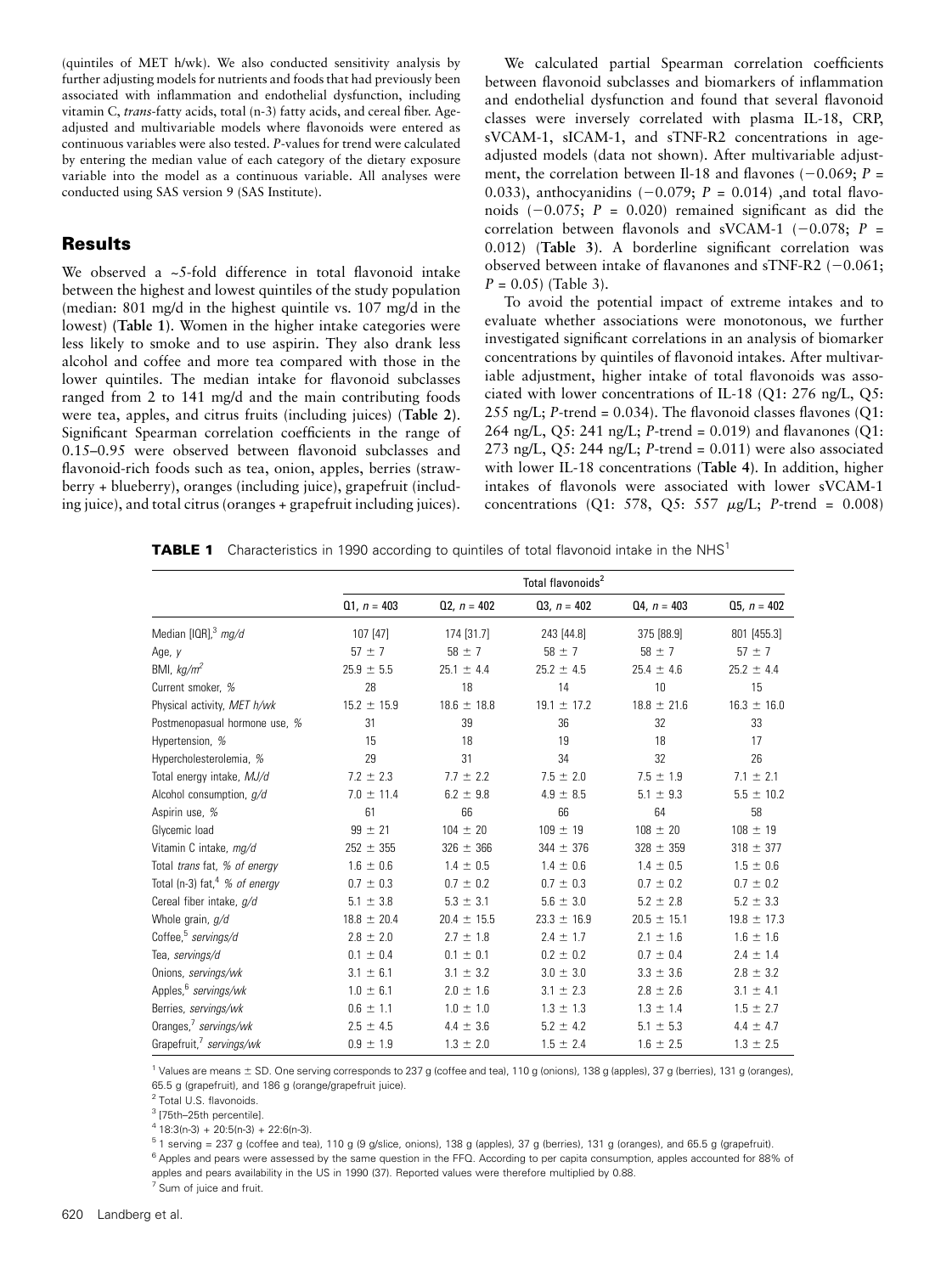(quintiles of MET h/wk). We also conducted sensitivity analysis by further adjusting models for nutrients and foods that had previously been associated with inflammation and endothelial dysfunction, including vitamin C, *trans*-fatty acids, total (n-3) fatty acids, and cereal fiber. Age-adjusted and multivariable models where flavonoids were entered as continuous variables were also tested. *P*-values for trend were calculated by entering the median value of each category of the dietary exposure variable into the model as a continuous variable. All analyses were conducted using SAS version 9 (SAS Institute).

## Results

We observed a ~5-fold difference in total flavonoid intake between the highest and lowest quintiles of the study population (median: 801 mg/d in the highest quintile vs. 107 mg/d in the lowest) (**Table 1**). Women in the higher intake categories were less likely to smoke and to use aspirin. They also drank less alcohol and coffee and more tea compared with those in the lower quintiles. The median intake for flavonoid subclasses ranged from 2 to 141 mg/d and the main contributing foods were tea, apples, and citrus fruits (including juices) (**Table 2**). Significant Spearman correlation coefficients in the range of 0.15–0.95 were observed between flavonoid subclasses and flavonoid-rich foods such as tea, onion, apples, berries (strawberry + blueberry), oranges (including juice), grapefruit (including juice), and total citrus (oranges + grapefruit including juices).

We calculated partial Spearman correlation coefficients between flavonoid subclasses and biomarkers of inflammation and endothelial dysfunction and found that several flavonoid classes were inversely correlated with plasma IL-18, CRP, sVCAM-1, sICAM-1, and sTNF-R2 concentrations in age-adjusted models (data not shown). After multivariable adjustment, the correlation between Il-18 and flavones (−0.069; $P$ = 0.033), anthocyanidins (−0.079; $P$ = 0.014) ,and total flavonoids (−0.075; $P$ = 0.020) remained significant as did the correlation between flavonols and sVCAM-1 (−0.078; $P$ = 0.012) (**Table 3**). A borderline significant correlation was observed between intake of flavanones and sTNF-R2 (−0.061; $P$ = 0.05) (Table 3).

To avoid the potential impact of extreme intakes and to evaluate whether associations were monotonous, we further investigated significant correlations in an analysis of biomarker concentrations by quintiles of flavonoid intakes. After multivariable adjustment, higher intake of total flavonoids was associated with lower concentrations of IL-18 (Q1: 276 ng/L, Q5: 255 ng/L; $P$-trend = 0.034). The flavonoid classes flavones (Q1: 264 ng/L, Q5: 241 ng/L; $P$-trend = 0.019) and flavanones (Q1: 273 ng/L, Q5: 244 ng/L; $P$-trend = 0.011) were also associated with lower IL-18 concentrations (**Table 4**). In addition, higher intakes of flavonols were associated with lower sVCAM-1 concentrations (Q1: 578, Q5: 557 μg/L; $P$-trend = 0.008)

**TABLE 1** Characteristics in 1990 according to quintiles of total flavonoid intake in the NHS[1]

| | Total flavonoids[2] | | | | |
|---|---|---|---|---|---|
| | Q1, $n$ = 403 | Q2, $n$ = 402 | Q3, $n$ = 402 | Q4, $n$ = 403 | Q5, $n$ = 402 |
| Median [IQR],[3] *mg/d* | 107 [47] | 174 [31.7] | 243 [44.8] | 375 [88.9] | 801 [455.3] |
| Age, *y* | 57 ± 7 | 58 ± 7 | 58 ± 7 | 58 ± 7 | 57 ± 7 |
| BMI, *kg/m²* | 25.9 ± 5.5 | 25.1 ± 4.4 | 25.2 ± 4.5 | 25.4 ± 4.6 | 25.2 ± 4.4 |
| Current smoker, *%* | 28 | 18 | 14 | 10 | 15 |
| Physical activity, *MET h/wk* | 15.2 ± 15.9 | 18.6 ± 18.8 | 19.1 ± 17.2 | 18.8 ± 21.6 | 16.3 ± 16.0 |
| Postmenopausal hormone use, *%* | 31 | 39 | 36 | 32 | 33 |
| Hypertension, *%* | 15 | 18 | 19 | 18 | 17 |
| Hypercholesterolemia, *%* | 29 | 31 | 34 | 32 | 26 |
| Total energy intake, *MJ/d* | 7.2 ± 2.3 | 7.7 ± 2.2 | 7.5 ± 2.0 | 7.5 ± 1.9 | 7.1 ± 2.1 |
| Alcohol consumption, *g/d* | 7.0 ± 11.4 | 6.2 ± 9.8 | 4.9 ± 8.5 | 5.1 ± 9.3 | 5.5 ± 10.2 |
| Aspirin use, *%* | 61 | 66 | 66 | 64 | 58 |
| Glycemic load | 99 ± 21 | 104 ± 20 | 109 ± 19 | 108 ± 20 | 108 ± 19 |
| Vitamin C intake, *mg/d* | 252 ± 355 | 326 ± 366 | 344 ± 376 | 328 ± 359 | 318 ± 377 |
| Total *trans* fat, *% of energy* | 1.6 ± 0.6 | 1.4 ± 0.5 | 1.4 ± 0.6 | 1.4 ± 0.5 | 1.5 ± 0.6 |
| Total (n-3) fat,[4] *% of energy* | 0.7 ± 0.3 | 0.7 ± 0.2 | 0.7 ± 0.3 | 0.7 ± 0.2 | 0.7 ± 0.2 |
| Cereal fiber intake, *g/d* | 5.1 ± 3.8 | 5.3 ± 3.1 | 5.6 ± 3.0 | 5.2 ± 2.8 | 5.2 ± 3.3 |
| Whole grain, *g/d* | 18.8 ± 20.4 | 20.4 ± 15.5 | 23.3 ± 16.9 | 20.5 ± 15.1 | 19.8 ± 17.3 |
| Coffee,[5] *servings/d* | 2.8 ± 2.0 | 2.7 ± 1.8 | 2.4 ± 1.7 | 2.1 ± 1.6 | 1.6 ± 1.6 |
| Tea, *servings/d* | 0.1 ± 0.4 | 0.1 ± 0.1 | 0.2 ± 0.2 | 0.7 ± 0.4 | 2.4 ± 1.4 |
| Onions, *servings/wk* | 3.1 ± 6.1 | 3.1 ± 3.2 | 3.0 ± 3.0 | 3.3 ± 3.6 | 2.8 ± 3.2 |
| Apples,[6] *servings/wk* | 1.0 ± 6.1 | 2.0 ± 1.6 | 3.1 ± 2.3 | 2.8 ± 2.6 | 3.1 ± 4.1 |
| Berries, *servings/wk* | 0.6 ± 1.1 | 1.0 ± 1.0 | 1.3 ± 1.3 | 1.3 ± 1.4 | 1.5 ± 2.7 |
| Oranges,[7] *servings/wk* | 2.5 ± 4.5 | 4.4 ± 3.6 | 5.2 ± 4.2 | 5.1 ± 5.3 | 4.4 ± 4.7 |
| Grapefruit,[7] *servings/wk* | 0.9 ± 1.9 | 1.3 ± 2.0 | 1.5 ± 2.4 | 1.6 ± 2.5 | 1.3 ± 2.5 |

[1] Values are means ± SD. One serving corresponds to 237 g (coffee and tea), 110 g (onions), 138 g (apples), 37 g (berries), 131 g (oranges), 65.5 g (grapefruit), and 186 g (orange/grapefruit juice).

[2] Total U.S. flavonoids.

[3] [75th–25th percentile].

[4] 18:3(n-3) + 20:5(n-3) + 22:6(n-3).

[5] 1 serving = 237 g (coffee and tea), 110 g (9 g/slice, onions), 138 g (apples), 37 g (berries), 131 g (oranges), and 65.5 g (grapefruit).

[6] Apples and pears were assessed by the same question in the FFQ. According to per capita consumption, apples accounted for 88% of apples and pears availability in the US in 1990 (37). Reported values were therefore multiplied by 0.88.

[7] Sum of juice and fruit.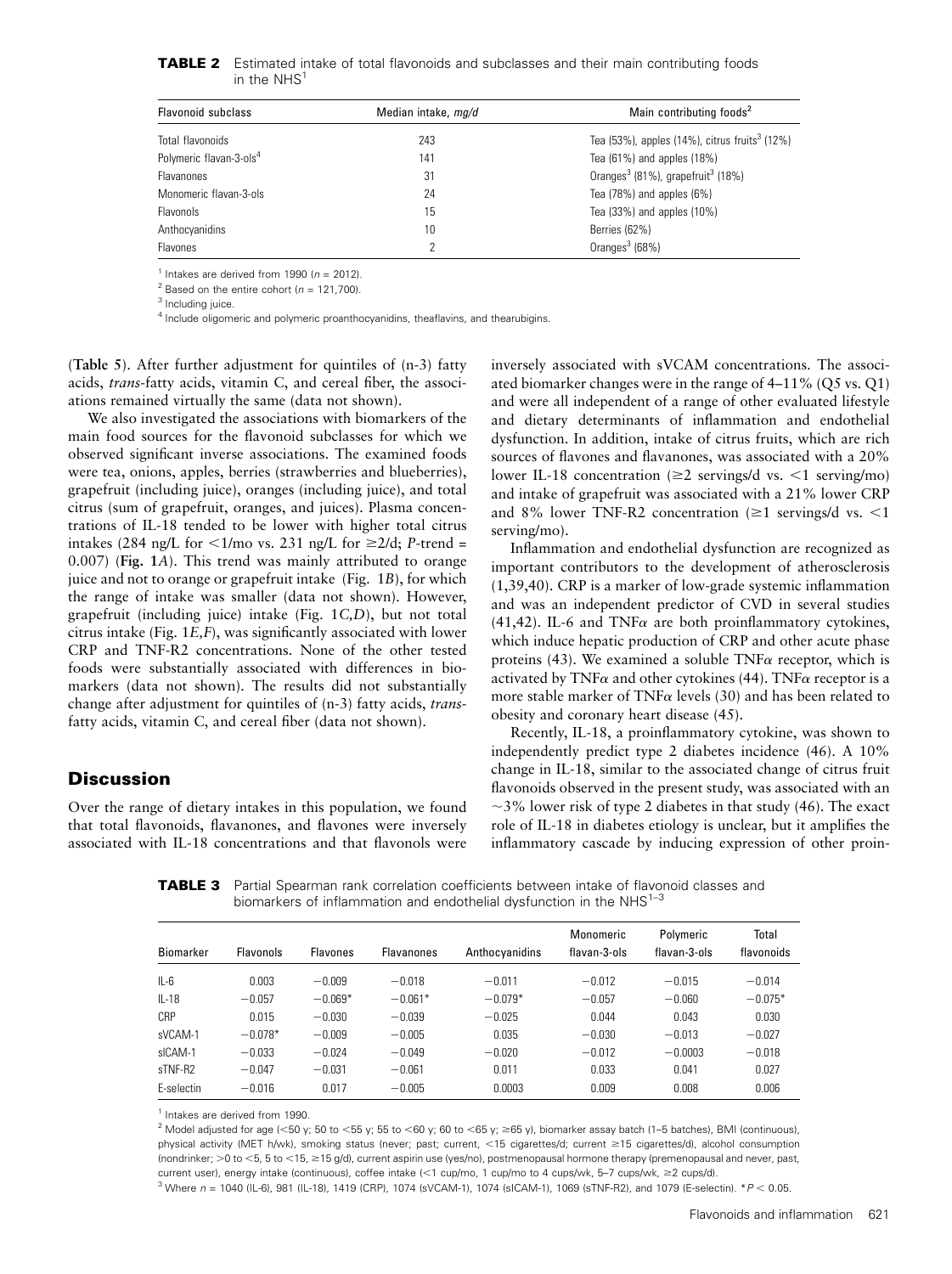**TABLE 2** Estimated intake of total flavonoids and subclasses and their main contributing foods in the NHS[1]

| Flavonoid subclass | Median intake, *mg/d* | Main contributing foods[2] |
|---|---|---|
| Total flavonoids | 243 | Tea (53%), apples (14%), citrus fruits[3] (12%) |
| Polymeric flavan-3-ols[4] | 141 | Tea (61%) and apples (18%) |
| Flavanones | 31 | Oranges[3] (81%), grapefruit[3] (18%) |
| Monomeric flavan-3-ols | 24 | Tea (78%) and apples (6%) |
| Flavonols | 15 | Tea (33%) and apples (10%) |
| Anthocyanidins | 10 | Berries (62%) |
| Flavones | 2 | Oranges[3] (68%) |

[1] Intakes are derived from 1990 ($n$ = 2012).
[2] Based on the entire cohort ($n$ = 121,700).
[3] Including juice.
[4] Include oligomeric and polymeric proanthocyanidins, theaflavins, and thearubigins.

(**Table 5**). After further adjustment for quintiles of (n-3) fatty acids, *trans*-fatty acids, vitamin C, and cereal fiber, the associations remained virtually the same (data not shown).

We also investigated the associations with biomarkers of the main food sources for the flavonoid subclasses for which we observed significant inverse associations. The examined foods were tea, onions, apples, berries (strawberries and blueberries), grapefruit (including juice), oranges (including juice), and total citrus (sum of grapefruit, oranges, and juices). Plasma concentrations of IL-18 tended to be lower with higher total citrus intakes (284 ng/L for <1/mo vs. 231 ng/L for ≥2/d; *P*-trend = 0.007) (**Fig. 1***A*). This trend was mainly attributed to orange juice and not to orange or grapefruit intake (Fig. 1*B*), for which the range of intake was smaller (data not shown). However, grapefruit (including juice) intake (Fig. 1*C,D*), but not total citrus intake (Fig. 1*E,F*), was significantly associated with lower CRP and TNF-R2 concentrations. None of the other tested foods were substantially associated with differences in biomarkers (data not shown). The results did not substantially change after adjustment for quintiles of (n-3) fatty acids, *trans*-fatty acids, vitamin C, and cereal fiber (data not shown).

## Discussion

Over the range of dietary intakes in this population, we found that total flavonoids, flavanones, and flavones were inversely associated with IL-18 concentrations and that flavonols were inversely associated with sVCAM concentrations. The associated biomarker changes were in the range of 4–11% (Q5 vs. Q1) and were all independent of a range of other evaluated lifestyle and dietary determinants of inflammation and endothelial dysfunction. In addition, intake of citrus fruits, which are rich sources of flavones and flavanones, was associated with a 20% lower IL-18 concentration (≥2 servings/d vs. <1 serving/mo) and intake of grapefruit was associated with a 21% lower CRP and 8% lower TNF-R2 concentration (≥1 servings/d vs. <1 serving/mo).

Inflammation and endothelial dysfunction are recognized as important contributors to the development of atherosclerosis (1,39,40). CRP is a marker of low-grade systemic inflammation and was an independent predictor of CVD in several studies (41,42). IL-6 and TNFα are both proinflammatory cytokines, which induce hepatic production of CRP and other acute phase proteins (43). We examined a soluble TNFα receptor, which is activated by TNFα and other cytokines (44). TNFα receptor is a more stable marker of TNFα levels (30) and has been related to obesity and coronary heart disease (45).

Recently, IL-18, a proinflammatory cytokine, was shown to independently predict type 2 diabetes incidence (46). A 10% change in IL-18, similar to the associated change of citrus fruit flavonoids observed in the present study, was associated with an ~3% lower risk of type 2 diabetes in that study (46). The exact role of IL-18 in diabetes etiology is unclear, but it amplifies the inflammatory cascade by inducing expression of other proin-

**TABLE 3** Partial Spearman rank correlation coefficients between intake of flavonoid classes and biomarkers of inflammation and endothelial dysfunction in the NHS[1–3]

| Biomarker | Flavonols | Flavones | Flavanones | Anthocyanidins | Monomeric flavan-3-ols | Polymeric flavan-3-ols | Total flavonoids |
|---|---|---|---|---|---|---|---|
| IL-6 | 0.003 | −0.009 | −0.018 | −0.011 | −0.012 | −0.015 | −0.014 |
| IL-18 | −0.057 | −0.069* | −0.061* | −0.079* | −0.057 | −0.060 | −0.075* |
| CRP | 0.015 | −0.030 | −0.039 | −0.025 | 0.044 | 0.043 | 0.030 |
| sVCAM-1 | −0.078* | −0.009 | −0.005 | 0.035 | −0.030 | −0.013 | −0.027 |
| sICAM-1 | −0.033 | −0.024 | −0.049 | −0.020 | −0.012 | −0.0003 | −0.018 |
| sTNF-R2 | −0.047 | −0.031 | −0.061 | 0.011 | 0.033 | 0.041 | 0.027 |
| E-selectin | −0.016 | 0.017 | −0.005 | 0.0003 | 0.009 | 0.008 | 0.006 |

[1] Intakes are derived from 1990.
[2] Model adjusted for age (<50 y; 50 to <55 y; 55 to <60 y; 60 to <65 y; ≥65 y), biomarker assay batch (1–5 batches), BMI (continuous), physical activity (MET h/wk), smoking status (never; past; current, <15 cigarettes/d; current ≥15 cigarettes/d), alcohol consumption (nondrinker; >0 to <5, 5 to <15, ≥15 g/d), current aspirin use (yes/no), postmenopausal hormone therapy (premenopausal and never, past, current user), energy intake (continuous), coffee intake (<1 cup/mo, 1 cup/mo to 4 cups/wk, 5–7 cups/wk, ≥2 cups/d).
[3] Where $n$ = 1040 (IL-6), 981 (IL-18), 1419 (CRP), 1074 (sVCAM-1), 1074 (sICAM-1), 1069 (sTNF-R2), and 1079 (E-selectin). *$P < 0.05$.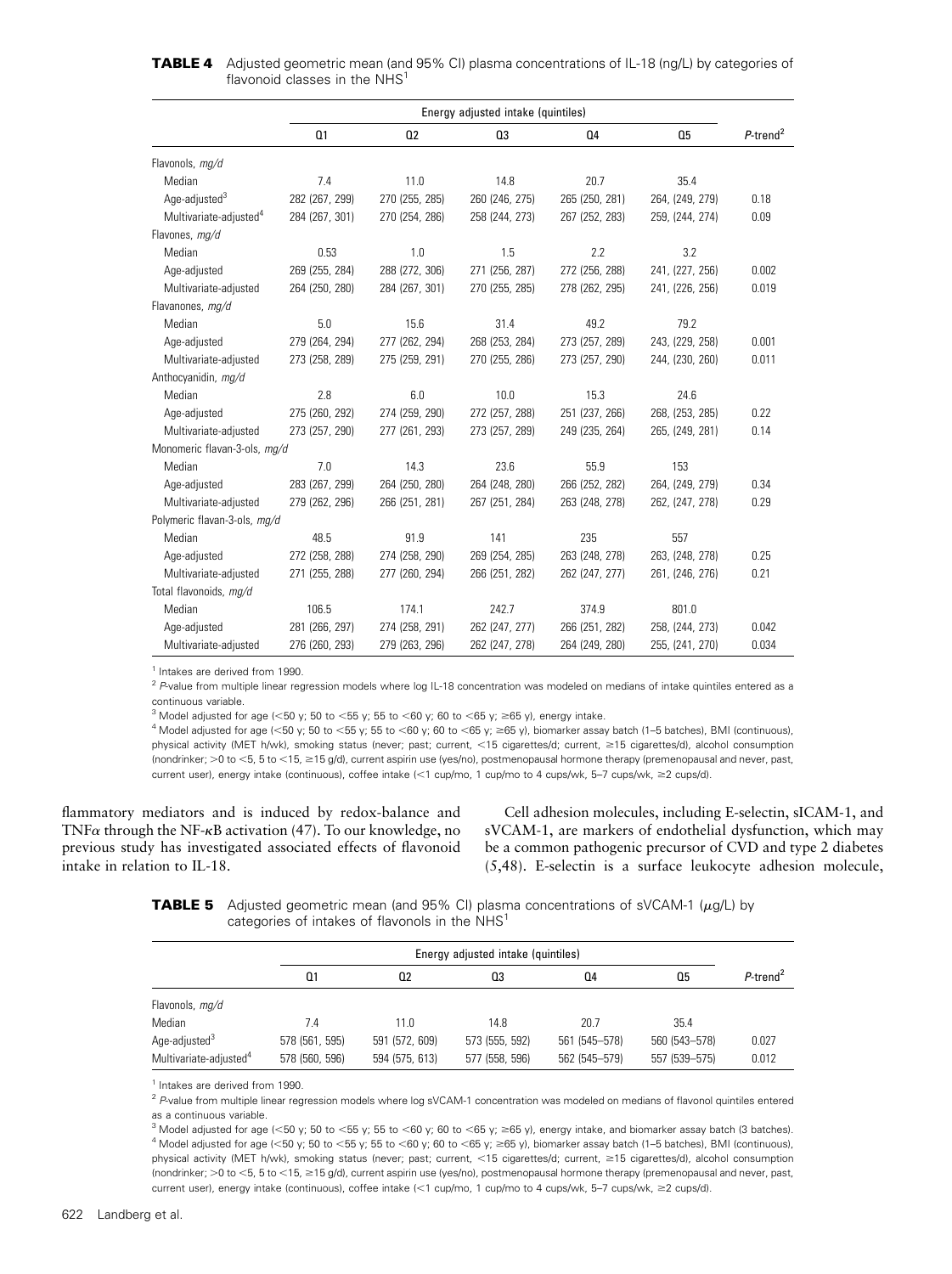**TABLE 4** Adjusted geometric mean (and 95% CI) plasma concentrations of IL-18 (ng/L) by categories of flavonoid classes in the NHS[1]

| | Energy adjusted intake (quintiles) | | | | | |
|---|---|---|---|---|---|---|
| | Q1 | Q2 | Q3 | Q4 | Q5 | *P*-trend[2] |
| Flavonols, *mg/d* | | | | | | |
| Median | 7.4 | 11.0 | 14.8 | 20.7 | 35.4 | |
| Age-adjusted[3] | 282 (267, 299) | 270 (255, 285) | 260 (246, 275) | 265 (250, 281) | 264, (249, 279) | 0.18 |
| Multivariate-adjusted[4] | 284 (267, 301) | 270 (254, 286) | 258 (244, 273) | 267 (252, 283) | 259, (244, 274) | 0.09 |
| Flavones, *mg/d* | | | | | | |
| Median | 0.53 | 1.0 | 1.5 | 2.2 | 3.2 | |
| Age-adjusted | 269 (255, 284) | 288 (272, 306) | 271 (256, 287) | 272 (256, 288) | 241, (227, 256) | 0.002 |
| Multivariate-adjusted | 264 (250, 280) | 284 (267, 301) | 270 (255, 285) | 278 (262, 295) | 241, (226, 256) | 0.019 |
| Flavanones, *mg/d* | | | | | | |
| Median | 5.0 | 15.6 | 31.4 | 49.2 | 79.2 | |
| Age-adjusted | 279 (264, 294) | 277 (262, 294) | 268 (253, 284) | 273 (257, 289) | 243, (229, 258) | 0.001 |
| Multivariate-adjusted | 273 (258, 289) | 275 (259, 291) | 270 (255, 286) | 273 (257, 290) | 244, (230, 260) | 0.011 |
| Anthocyanidin, *mg/d* | | | | | | |
| Median | 2.8 | 6.0 | 10.0 | 15.3 | 24.6 | |
| Age-adjusted | 275 (260, 292) | 274 (259, 290) | 272 (257, 288) | 251 (237, 266) | 268, (253, 285) | 0.22 |
| Multivariate-adjusted | 273 (257, 290) | 277 (261, 293) | 273 (257, 289) | 249 (235, 264) | 265, (249, 281) | 0.14 |
| Monomeric flavan-3-ols, *mg/d* | | | | | | |
| Median | 7.0 | 14.3 | 23.6 | 55.9 | 153 | |
| Age-adjusted | 283 (267, 299) | 264 (250, 280) | 264 (248, 280) | 266 (252, 282) | 264, (249, 279) | 0.34 |
| Multivariate-adjusted | 279 (262, 296) | 266 (251, 281) | 267 (251, 284) | 263 (248, 278) | 262, (247, 278) | 0.29 |
| Polymeric flavan-3-ols, *mg/d* | | | | | | |
| Median | 48.5 | 91.9 | 141 | 235 | 557 | |
| Age-adjusted | 272 (258, 288) | 274 (258, 290) | 269 (254, 285) | 263 (248, 278) | 263, (248, 278) | 0.25 |
| Multivariate-adjusted | 271 (255, 288) | 277 (260, 294) | 266 (251, 282) | 262 (247, 277) | 261, (246, 276) | 0.21 |
| Total flavonoids, *mg/d* | | | | | | |
| Median | 106.5 | 174.1 | 242.7 | 374.9 | 801.0 | |
| Age-adjusted | 281 (266, 297) | 274 (258, 291) | 262 (247, 277) | 266 (251, 282) | 258, (244, 273) | 0.042 |
| Multivariate-adjusted | 276 (260, 293) | 279 (263, 296) | 262 (247, 278) | 264 (249, 280) | 255, (241, 270) | 0.034 |

[1] Intakes are derived from 1990.

[2] *P*-value from multiple linear regression models where log IL-18 concentration was modeled on medians of intake quintiles entered as a continuous variable.

[3] Model adjusted for age (<50 y; 50 to <55 y; 55 to <60 y; 60 to <65 y; ≥65 y), energy intake.

[4] Model adjusted for age (<50 y; 50 to <55 y; 55 to <60 y; 60 to <65 y; ≥65 y), biomarker assay batch (1–5 batches), BMI (continuous), physical activity (MET h/wk), smoking status (never; past; current, <15 cigarettes/d; current, ≥15 cigarettes/d), alcohol consumption (nondrinker; >0 to <5, 5 to <15, ≥15 g/d), current aspirin use (yes/no), postmenopausal hormone therapy (premenopausal and never, past, current user), energy intake (continuous), coffee intake (<1 cup/mo, 1 cup/mo to 4 cups/wk, 5–7 cups/wk, ≥2 cups/d).

flammatory mediators and is induced by redox-balance and TNF$\alpha$ through the NF-$\kappa$B activation (47). To our knowledge, no previous study has investigated associated effects of flavonoid intake in relation to IL-18.

Cell adhesion molecules, including E-selectin, sICAM-1, and sVCAM-1, are markers of endothelial dysfunction, which may be a common pathogenic precursor of CVD and type 2 diabetes (5,48). E-selectin is a surface leukocyte adhesion molecule,

**TABLE 5** Adjusted geometric mean (and 95% CI) plasma concentrations of sVCAM-1 ($\mu$g/L) by categories of intakes of flavonols in the NHS[1]

| | Energy adjusted intake (quintiles) | | | | | |
|---|---|---|---|---|---|---|
| | Q1 | Q2 | Q3 | Q4 | Q5 | *P*-trend[2] |
| Flavonols, *mg/d* | | | | | | |
| Median | 7.4 | 11.0 | 14.8 | 20.7 | 35.4 | |
| Age-adjusted[3] | 578 (561, 595) | 591 (572, 609) | 573 (555, 592) | 561 (545–578) | 560 (543–578) | 0.027 |
| Multivariate-adjusted[4] | 578 (560, 596) | 594 (575, 613) | 577 (558, 596) | 562 (545–579) | 557 (539–575) | 0.012 |

[1] Intakes are derived from 1990.

[2] *P*-value from multiple linear regression models where log sVCAM-1 concentration was modeled on medians of flavonol quintiles entered as a continuous variable.

[3] Model adjusted for age (<50 y; 50 to <55 y; 55 to <60 y; 60 to <65 y; ≥65 y), energy intake, and biomarker assay batch (3 batches).

[4] Model adjusted for age (<50 y; 50 to <55 y; 55 to <60 y; 60 to <65 y; ≥65 y), biomarker assay batch (1–5 batches), BMI (continuous), physical activity (MET h/wk), smoking status (never; past; current, <15 cigarettes/d; current, ≥15 cigarettes/d), alcohol consumption (nondrinker; >0 to <5, 5 to <15, ≥15 g/d), current aspirin use (yes/no), postmenopausal hormone therapy (premenopausal and never, past, current user), energy intake (continuous), coffee intake (<1 cup/mo, 1 cup/mo to 4 cups/wk, 5–7 cups/wk, ≥2 cups/d).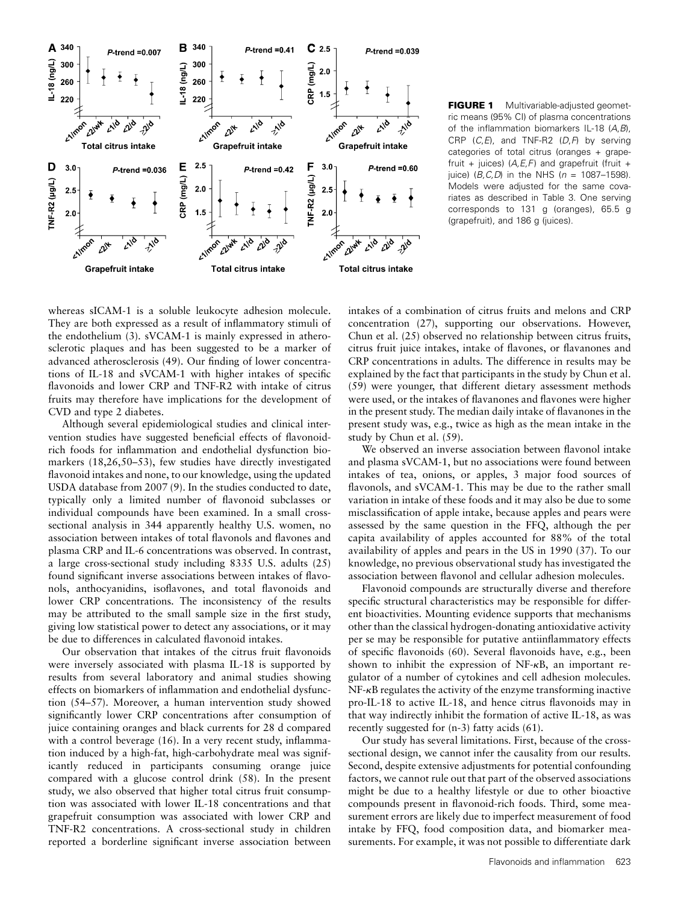**FIGURE 1** Multivariable-adjusted geometric means (95% CI) of plasma concentrations of the inflammation biomarkers IL-18 (*A,B*), CRP (*C,E*), and TNF-R2 (*D,F*) by serving categories of total citrus (oranges + grapefruit + juices) (*A,E,F*) and grapefruit (fruit + juice) (*B,C,D*) in the NHS (*n* = 1087–1598). Models were adjusted for the same covariates as described in Table 3. One serving corresponds to 131 g (oranges), 65.5 g (grapefruit), and 186 g (juices).

whereas sICAM-1 is a soluble leukocyte adhesion molecule. They are both expressed as a result of inflammatory stimuli of the endothelium (3). sVCAM-1 is mainly expressed in atherosclerotic plaques and has been suggested to be a marker of advanced atherosclerosis (49). Our finding of lower concentrations of IL-18 and sVCAM-1 with higher intakes of specific flavonoids and lower CRP and TNF-R2 with intake of citrus fruits may therefore have implications for the development of CVD and type 2 diabetes.

Although several epidemiological studies and clinical intervention studies have suggested beneficial effects of flavonoid-rich foods for inflammation and endothelial dysfunction biomarkers (18,26,50–53), few studies have directly investigated flavonoid intakes and none, to our knowledge, using the updated USDA database from 2007 (9). In the studies conducted to date, typically only a limited number of flavonoid subclasses or individual compounds have been examined. In a small cross-sectional analysis in 344 apparently healthy U.S. women, no association between intakes of total flavonols and flavones and plasma CRP and IL-6 concentrations was observed. In contrast, a large cross-sectional study including 8335 U.S. adults (25) found significant inverse associations between intakes of flavonols, anthocyanidins, isoflavones, and total flavonoids and lower CRP concentrations. The inconsistency of the results may be attributed to the small sample size in the first study, giving low statistical power to detect any associations, or it may be due to differences in calculated flavonoid intakes.

Our observation that intakes of the citrus fruit flavonoids were inversely associated with plasma IL-18 is supported by results from several laboratory and animal studies showing effects on biomarkers of inflammation and endothelial dysfunction (54–57). Moreover, a human intervention study showed significantly lower CRP concentrations after consumption of juice containing oranges and black currents for 28 d compared with a control beverage (16). In a very recent study, inflammation induced by a high-fat, high-carbohydrate meal was significantly reduced in participants consuming orange juice compared with a glucose control drink (58). In the present study, we also observed that higher total citrus fruit consumption was associated with lower IL-18 concentrations and that grapefruit consumption was associated with lower CRP and TNF-R2 concentrations. A cross-sectional study in children reported a borderline significant inverse association between intakes of a combination of citrus fruits and melons and CRP concentration (27), supporting our observations. However, Chun et al. (25) observed no relationship between citrus fruits, citrus fruit juice intakes, intake of flavones, or flavanones and CRP concentrations in adults. The difference in results may be explained by the fact that participants in the study by Chun et al. (59) were younger, that different dietary assessment methods were used, or the intakes of flavanones and flavones were higher in the present study. The median daily intake of flavanones in the present study was, e.g., twice as high as the mean intake in the study by Chun et al. (59).

We observed an inverse association between flavonol intake and plasma sVCAM-1, but no associations were found between intakes of tea, onions, or apples, 3 major food sources of flavonols, and sVCAM-1. This may be due to the rather small variation in intake of these foods and it may also be due to some misclassification of apple intake, because apples and pears were assessed by the same question in the FFQ, although the per capita availability of apples accounted for 88% of the total availability of apples and pears in the US in 1990 (37). To our knowledge, no previous observational study has investigated the association between flavonol and cellular adhesion molecules.

Flavonoid compounds are structurally diverse and therefore specific structural characteristics may be responsible for different bioactivities. Mounting evidence supports that mechanisms other than the classical hydrogen-donating antioxidative activity per se may be responsible for putative antiinflammatory effects of specific flavonoids (60). Several flavonoids have, e.g., been shown to inhibit the expression of NF-$\kappa$B, an important regulator of a number of cytokines and cell adhesion molecules. NF-$\kappa$B regulates the activity of the enzyme transforming inactive pro-IL-18 to active IL-18, and hence citrus flavonoids may in that way indirectly inhibit the formation of active IL-18, as was recently suggested for (n-3) fatty acids (61).

Our study has several limitations. First, because of the cross-sectional design, we cannot infer the causality from our results. Second, despite extensive adjustments for potential confounding factors, we cannot rule out that part of the observed associations might be due to a healthy lifestyle or due to other bioactive compounds present in flavonoid-rich foods. Third, some measurement errors are likely due to imperfect measurement of food intake by FFQ, food composition data, and biomarker measurements. For example, it was not possible to differentiate dark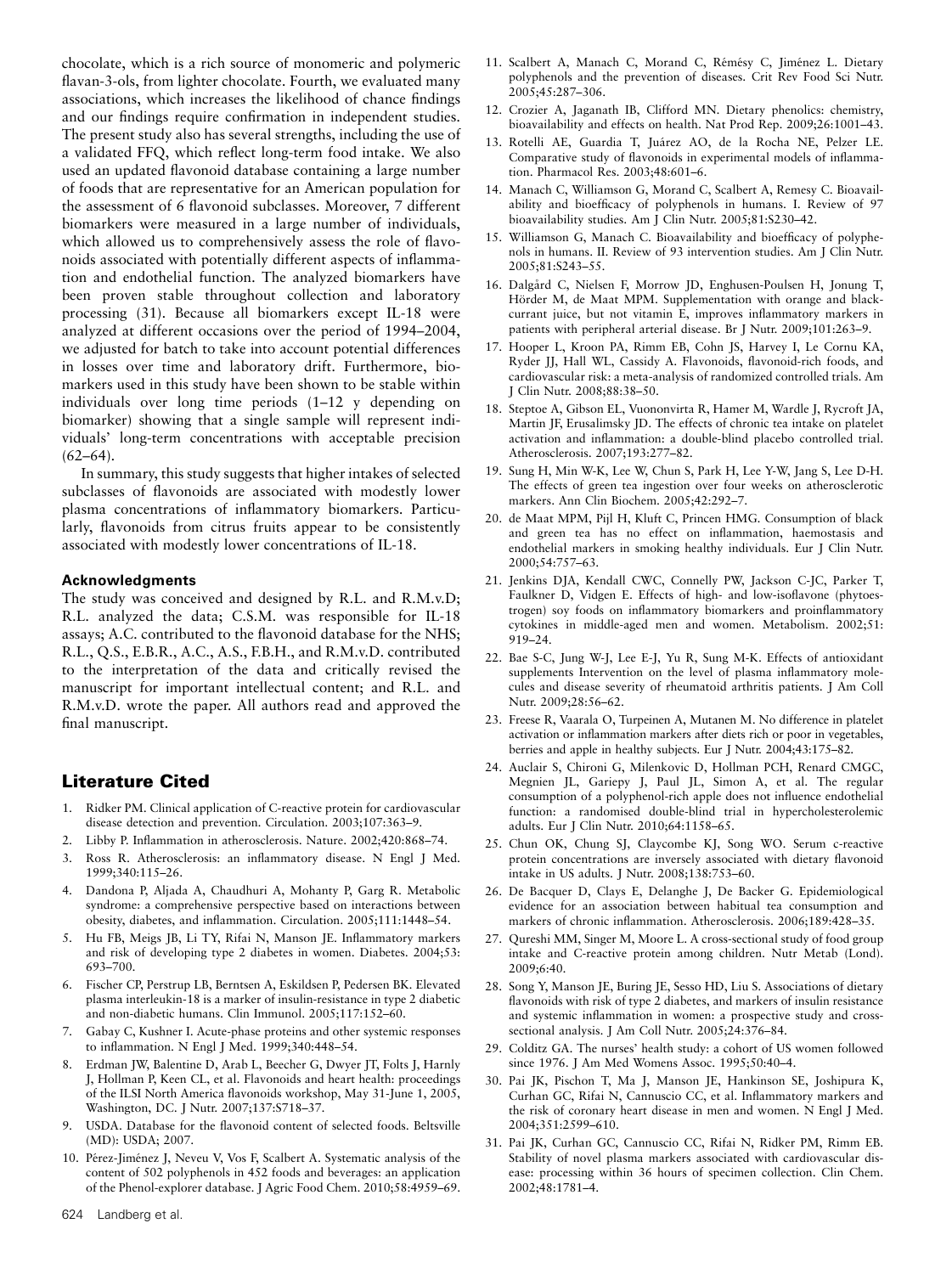chocolate, which is a rich source of monomeric and polymeric flavan-3-ols, from lighter chocolate. Fourth, we evaluated many associations, which increases the likelihood of chance findings and our findings require confirmation in independent studies. The present study also has several strengths, including the use of a validated FFQ, which reflect long-term food intake. We also used an updated flavonoid database containing a large number of foods that are representative for an American population for the assessment of 6 flavonoid subclasses. Moreover, 7 different biomarkers were measured in a large number of individuals, which allowed us to comprehensively assess the role of flavonoids associated with potentially different aspects of inflammation and endothelial function. The analyzed biomarkers have been proven stable throughout collection and laboratory processing (31). Because all biomarkers except IL-18 were analyzed at different occasions over the period of 1994–2004, we adjusted for batch to take into account potential differences in losses over time and laboratory drift. Furthermore, biomarkers used in this study have been shown to be stable within individuals over long time periods (1–12 y depending on biomarker) showing that a single sample will represent individuals' long-term concentrations with acceptable precision (62–64).

In summary, this study suggests that higher intakes of selected subclasses of flavonoids are associated with modestly lower plasma concentrations of inflammatory biomarkers. Particularly, flavonoids from citrus fruits appear to be consistently associated with modestly lower concentrations of IL-18.

#### Acknowledgments

The study was conceived and designed by R.L. and R.M.v.D; R.L. analyzed the data; C.S.M. was responsible for IL-18 assays; A.C. contributed to the flavonoid database for the NHS; R.L., Q.S., E.B.R., A.C., A.S., F.B.H., and R.M.v.D. contributed to the interpretation of the data and critically revised the manuscript for important intellectual content; and R.L. and R.M.v.D. wrote the paper. All authors read and approved the final manuscript.

## Literature Cited

1. Ridker PM. Clinical application of C-reactive protein for cardiovascular disease detection and prevention. Circulation. 2003;107:363–9.
2. Libby P. Inflammation in atherosclerosis. Nature. 2002;420:868–74.
3. Ross R. Atherosclerosis: an inflammatory disease. N Engl J Med. 1999;340:115–26.
4. Dandona P, Aljada A, Chaudhuri A, Mohanty P, Garg R. Metabolic syndrome: a comprehensive perspective based on interactions between obesity, diabetes, and inflammation. Circulation. 2005;111:1448–54.
5. Hu FB, Meigs JB, Li TY, Rifai N, Manson JE. Inflammatory markers and risk of developing type 2 diabetes in women. Diabetes. 2004;53: 693–700.
6. Fischer CP, Perstrup LB, Berntsen A, Eskildsen P, Pedersen BK. Elevated plasma interleukin-18 is a marker of insulin-resistance in type 2 diabetic and non-diabetic humans. Clin Immunol. 2005;117:152–60.
7. Gabay C, Kushner I. Acute-phase proteins and other systemic responses to inflammation. N Engl J Med. 1999;340:448–54.
8. Erdman JW, Balentine D, Arab L, Beecher G, Dwyer JT, Folts J, Harnly J, Hollman P, Keen CL, et al. Flavonoids and heart health: proceedings of the ILSI North America flavonoids workshop, May 31-June 1, 2005, Washington, DC. J Nutr. 2007;137:S718–37.
9. USDA. Database for the flavonoid content of selected foods. Beltsville (MD): USDA; 2007.
10. Pérez-Jiménez J, Neveu V, Vos F, Scalbert A. Systematic analysis of the content of 502 polyphenols in 452 foods and beverages: an application of the Phenol-explorer database. J Agric Food Chem. 2010;58:4959–69.
11. Scalbert A, Manach C, Morand C, Rémésy C, Jiménez L. Dietary polyphenols and the prevention of diseases. Crit Rev Food Sci Nutr. 2005;45:287–306.
12. Crozier A, Jaganath IB, Clifford MN. Dietary phenolics: chemistry, bioavailability and effects on health. Nat Prod Rep. 2009;26:1001–43.
13. Rotelli AE, Guardia T, Juárez AO, de la Rocha NE, Pelzer LE. Comparative study of flavonoids in experimental models of inflammation. Pharmacol Res. 2003;48:601–6.
14. Manach C, Williamson G, Morand C, Scalbert A, Remesy C. Bioavailability and bioefficacy of polyphenols in humans. I. Review of 97 bioavailability studies. Am J Clin Nutr. 2005;81:S230–42.
15. Williamson G, Manach C. Bioavailability and bioefficacy of polyphenols in humans. II. Review of 93 intervention studies. Am J Clin Nutr. 2005;81:S243–55.
16. Dalgård C, Nielsen F, Morrow JD, Enghusen-Poulsen H, Jonung T, Hörder M, de Maat MPM. Supplementation with orange and blackcurrant juice, but not vitamin E, improves inflammatory markers in patients with peripheral arterial disease. Br J Nutr. 2009;101:263–9.
17. Hooper L, Kroon PA, Rimm EB, Cohn JS, Harvey I, Le Cornu KA, Ryder JJ, Hall WL, Cassidy A. Flavonoids, flavonoid-rich foods, and cardiovascular risk: a meta-analysis of randomized controlled trials. Am J Clin Nutr. 2008;88:38–50.
18. Steptoe A, Gibson EL, Vuononvirta R, Hamer M, Wardle J, Rycroft JA, Martin JF, Erusalimsky JD. The effects of chronic tea intake on platelet activation and inflammation: a double-blind placebo controlled trial. Atherosclerosis. 2007;193:277–82.
19. Sung H, Min W-K, Lee W, Chun S, Park H, Lee Y-W, Jang S, Lee D-H. The effects of green tea ingestion over four weeks on atherosclerotic markers. Ann Clin Biochem. 2005;42:292–7.
20. de Maat MPM, Pijl H, Kluft C, Princen HMG. Consumption of black and green tea has no effect on inflammation, haemostasis and endothelial markers in smoking healthy individuals. Eur J Clin Nutr. 2000;54:757–63.
21. Jenkins DJA, Kendall CWC, Connelly PW, Jackson C-JC, Parker T, Faulkner D, Vidgen E. Effects of high- and low-isoflavone (phytoestrogen) soy foods on inflammatory biomarkers and proinflammatory cytokines in middle-aged men and women. Metabolism. 2002;51: 919–24.
22. Bae S-C, Jung W-J, Lee E-J, Yu R, Sung M-K. Effects of antioxidant supplements Intervention on the level of plasma inflammatory molecules and disease severity of rheumatoid arthritis patients. J Am Coll Nutr. 2009;28:56–62.
23. Freese R, Vaarala O, Turpeinen A, Mutanen M. No difference in platelet activation or inflammation markers after diets rich or poor in vegetables, berries and apple in healthy subjects. Eur J Nutr. 2004;43:175–82.
24. Auclair S, Chironi G, Milenkovic D, Hollman PCH, Renard CMGC, Megnien JL, Gariepy J, Paul JL, Simon A, et al. The regular consumption of a polyphenol-rich apple does not influence endothelial function: a randomised double-blind trial in hypercholesterolemic adults. Eur J Clin Nutr. 2010;64:1158–65.
25. Chun OK, Chung SJ, Claycombe KJ, Song WO. Serum c-reactive protein concentrations are inversely associated with dietary flavonoid intake in US adults. J Nutr. 2008;138:753–60.
26. De Bacquer D, Clays E, Delanghe J, De Backer G. Epidemiological evidence for an association between habitual tea consumption and markers of chronic inflammation. Atherosclerosis. 2006;189:428–35.
27. Qureshi MM, Singer M, Moore L. A cross-sectional study of food group intake and C-reactive protein among children. Nutr Metab (Lond). 2009;6:40.
28. Song Y, Manson JE, Buring JE, Sesso HD, Liu S. Associations of dietary flavonoids with risk of type 2 diabetes, and markers of insulin resistance and systemic inflammation in women: a prospective study and cross-sectional analysis. J Am Coll Nutr. 2005;24:376–84.
29. Colditz GA. The nurses' health study: a cohort of US women followed since 1976. J Am Med Womens Assoc. 1995;50:40–4.
30. Pai JK, Pischon T, Ma J, Manson JE, Hankinson SE, Joshipura K, Curhan GC, Rifai N, Cannuscio CC, et al. Inflammatory markers and the risk of coronary heart disease in men and women. N Engl J Med. 2004;351:2599–610.
31. Pai JK, Curhan GC, Cannuscio CC, Rifai N, Ridker PM, Rimm EB. Stability of novel plasma markers associated with cardiovascular disease: processing within 36 hours of specimen collection. Clin Chem. 2002;48:1781–4.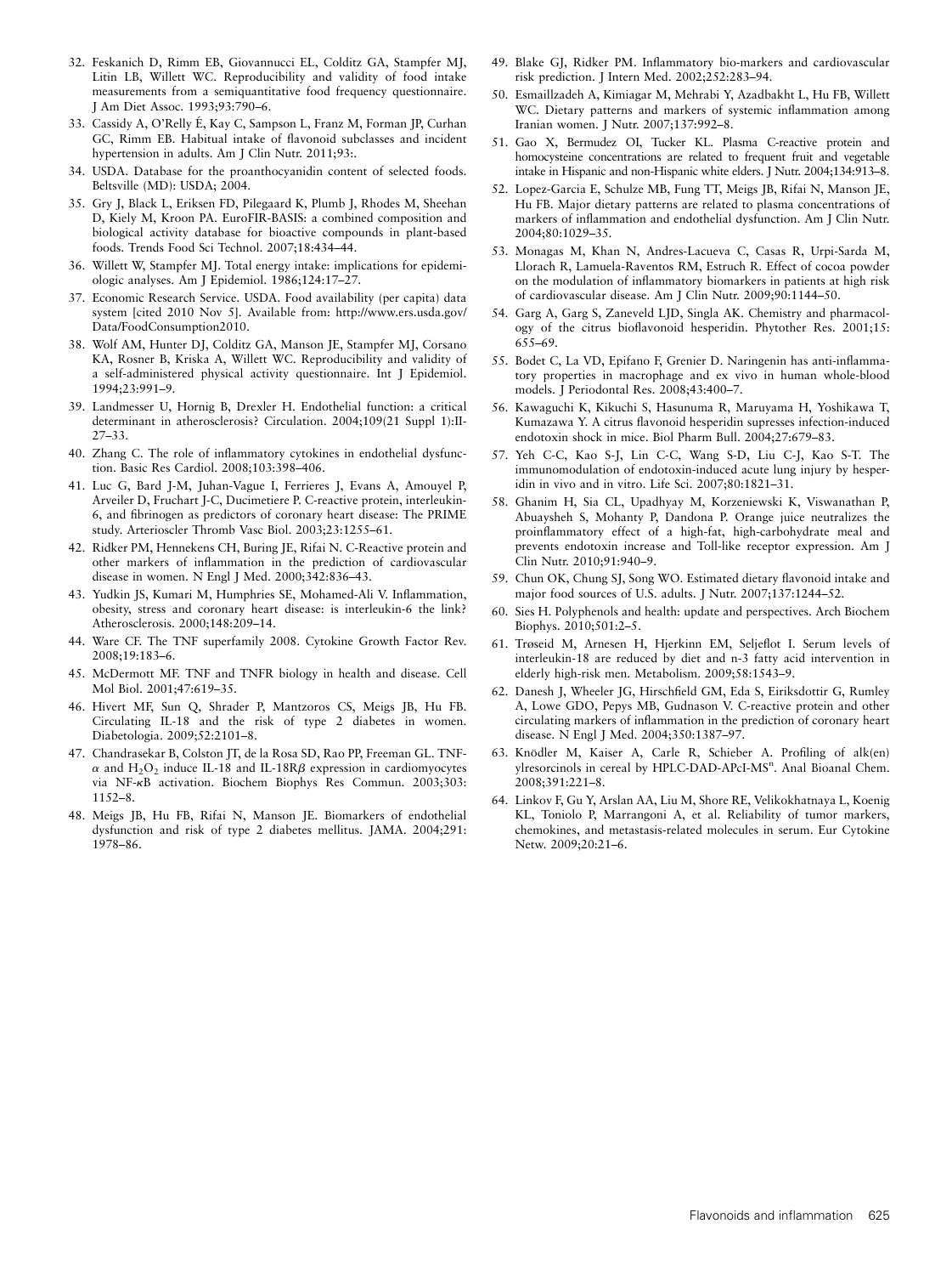32. Feskanich D, Rimm EB, Giovannucci EL, Colditz GA, Stampfer MJ, Litin LB, Willett WC. Reproducibility and validity of food intake measurements from a semiquantitative food frequency questionnaire. J Am Diet Assoc. 1993;93:790–6.
33. Cassidy A, O'Relly É, Kay C, Sampson L, Franz M, Forman JP, Curhan GC, Rimm EB. Habitual intake of flavonoid subclasses and incident hypertension in adults. Am J Clin Nutr. 2011;93:.
34. USDA. Database for the proanthocyanidin content of selected foods. Beltsville (MD): USDA; 2004.
35. Gry J, Black L, Eriksen FD, Pilegaard K, Plumb J, Rhodes M, Sheehan D, Kiely M, Kroon PA. EuroFIR-BASIS: a combined composition and biological activity database for bioactive compounds in plant-based foods. Trends Food Sci Technol. 2007;18:434–44.
36. Willett W, Stampfer MJ. Total energy intake: implications for epidemiologic analyses. Am J Epidemiol. 1986;124:17–27.
37. Economic Research Service. USDA. Food availability (per capita) data system [cited 2010 Nov 5]. Available from: http://www.ers.usda.gov/Data/FoodConsumption2010.
38. Wolf AM, Hunter DJ, Colditz GA, Manson JE, Stampfer MJ, Corsano KA, Rosner B, Kriska A, Willett WC. Reproducibility and validity of a self-administered physical activity questionnaire. Int J Epidemiol. 1994;23:991–9.
39. Landmesser U, Hornig B, Drexler H. Endothelial function: a critical determinant in atherosclerosis? Circulation. 2004;109(21 Suppl 1):II-27–33.
40. Zhang C. The role of inflammatory cytokines in endothelial dysfunction. Basic Res Cardiol. 2008;103:398–406.
41. Luc G, Bard J-M, Juhan-Vague I, Ferrieres J, Evans A, Amouyel P, Arveiler D, Fruchart J-C, Ducimetiere P. C-reactive protein, interleukin-6, and fibrinogen as predictors of coronary heart disease: The PRIME study. Arterioscler Thromb Vasc Biol. 2003;23:1255–61.
42. Ridker PM, Hennekens CH, Buring JE, Rifai N. C-Reactive protein and other markers of inflammation in the prediction of cardiovascular disease in women. N Engl J Med. 2000;342:836–43.
43. Yudkin JS, Kumari M, Humphries SE, Mohamed-Ali V. Inflammation, obesity, stress and coronary heart disease: is interleukin-6 the link? Atherosclerosis. 2000;148:209–14.
44. Ware CF. The TNF superfamily 2008. Cytokine Growth Factor Rev. 2008;19:183–6.
45. McDermott MF. TNF and TNFR biology in health and disease. Cell Mol Biol. 2001;47:619–35.
46. Hivert MF, Sun Q, Shrader P, Mantzoros CS, Meigs JB, Hu FB. Circulating IL-18 and the risk of type 2 diabetes in women. Diabetologia. 2009;52:2101–8.
47. Chandrasekar B, Colston JT, de la Rosa SD, Rao PP, Freeman GL. TNF-$\alpha$ and $H_2O_2$ induce IL-18 and IL-18R$\beta$ expression in cardiomyocytes via NF-$\kappa$B activation. Biochem Biophys Res Commun. 2003;303: 1152–8.
48. Meigs JB, Hu FB, Rifai N, Manson JE. Biomarkers of endothelial dysfunction and risk of type 2 diabetes mellitus. JAMA. 2004;291: 1978–86.
49. Blake GJ, Ridker PM. Inflammatory bio-markers and cardiovascular risk prediction. J Intern Med. 2002;252:283–94.
50. Esmaillzadeh A, Kimiagar M, Mehrabi Y, Azadbakht L, Hu FB, Willett WC. Dietary patterns and markers of systemic inflammation among Iranian women. J Nutr. 2007;137:992–8.
51. Gao X, Bermudez OI, Tucker KL. Plasma C-reactive protein and homocysteine concentrations are related to frequent fruit and vegetable intake in Hispanic and non-Hispanic white elders. J Nutr. 2004;134:913–8.
52. Lopez-Garcia E, Schulze MB, Fung TT, Meigs JB, Rifai N, Manson JE, Hu FB. Major dietary patterns are related to plasma concentrations of markers of inflammation and endothelial dysfunction. Am J Clin Nutr. 2004;80:1029–35.
53. Monagas M, Khan N, Andres-Lacueva C, Casas R, Urpi-Sarda M, Llorach R, Lamuela-Raventos RM, Estruch R. Effect of cocoa powder on the modulation of inflammatory biomarkers in patients at high risk of cardiovascular disease. Am J Clin Nutr. 2009;90:1144–50.
54. Garg A, Garg S, Zaneveld LJD, Singla AK. Chemistry and pharmacology of the citrus bioflavonoid hesperidin. Phytother Res. 2001;15: 655–69.
55. Bodet C, La VD, Epifano F, Grenier D. Naringenin has anti-inflammatory properties in macrophage and ex vivo in human whole-blood models. J Periodontal Res. 2008;43:400–7.
56. Kawaguchi K, Kikuchi S, Hasunuma R, Maruyama H, Yoshikawa T, Kumazawa Y. A citrus flavonoid hesperidin supresses infection-induced endotoxin shock in mice. Biol Pharm Bull. 2004;27:679–83.
57. Yeh C-C, Kao S-J, Lin C-C, Wang S-D, Liu C-J, Kao S-T. The immunomodulation of endotoxin-induced acute lung injury by hesperidin in vivo and in vitro. Life Sci. 2007;80:1821–31.
58. Ghanim H, Sia CL, Upadhyay M, Korzeniewski K, Viswanathan P, Abuaysheh S, Mohanty P, Dandona P. Orange juice neutralizes the proinflammatory effect of a high-fat, high-carbohydrate meal and prevents endotoxin increase and Toll-like receptor expression. Am J Clin Nutr. 2010;91:940–9.
59. Chun OK, Chung SJ, Song WO. Estimated dietary flavonoid intake and major food sources of U.S. adults. J Nutr. 2007;137:1244–52.
60. Sies H. Polyphenols and health: update and perspectives. Arch Biochem Biophys. 2010;501:2–5.
61. Trøseid M, Arnesen H, Hjerkinn EM, Seljeflot I. Serum levels of interleukin-18 are reduced by diet and n-3 fatty acid intervention in elderly high-risk men. Metabolism. 2009;58:1543–9.
62. Danesh J, Wheeler JG, Hirschfield GM, Eda S, Eiriksdottir G, Rumley A, Lowe GDO, Pepys MB, Gudnason V. C-reactive protein and other circulating markers of inflammation in the prediction of coronary heart disease. N Engl J Med. 2004;350:1387–97.
63. Knödler M, Kaiser A, Carle R, Schieber A. Profiling of alk(en) ylresorcinols in cereal by HPLC-DAD-APcI-$MS^n$. Anal Bioanal Chem. 2008;391:221–8.
64. Linkov F, Gu Y, Arslan AA, Liu M, Shore RE, Velikokhatnaya L, Koenig KL, Toniolo P, Marrangoni A, et al. Reliability of tumor markers, chemokines, and metastasis-related molecules in serum. Eur Cytokine Netw. 2009;20:21–6.